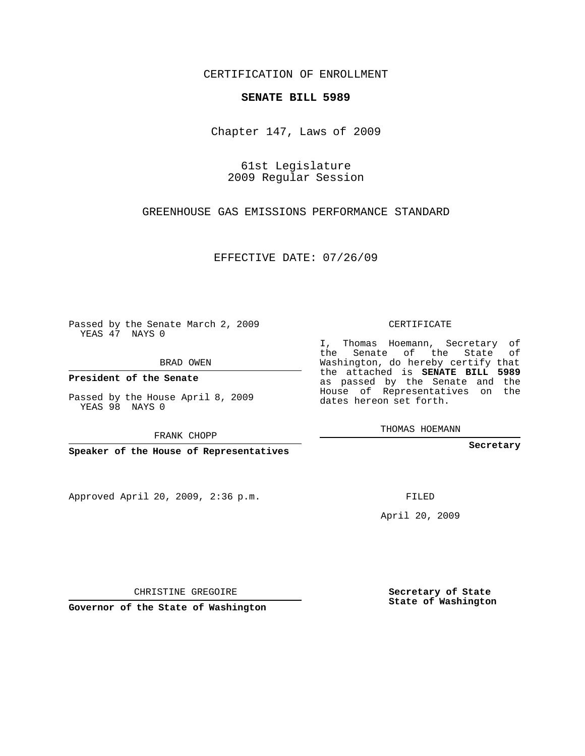CERTIFICATION OF ENROLLMENT

**SENATE BILL 5989**

Chapter 147, Laws of 2009

61st Legislature
2009 Regular Session

GREENHOUSE GAS EMISSIONS PERFORMANCE STANDARD

EFFECTIVE DATE: 07/26/09

Passed by the Senate March 2, 2009
YEAS 47 NAYS 0

BRAD OWEN

**President of the Senate**

Passed by the House April 8, 2009
YEAS 98 NAYS 0

FRANK CHOPP

**Speaker of the House of Representatives**

CERTIFICATE

I, Thomas Hoemann, Secretary of the Senate of the State of Washington, do hereby certify that the attached is **SENATE BILL 5989** as passed by the Senate and the House of Representatives on the dates hereon set forth.

THOMAS HOEMANN

**Secretary**

Approved April 20, 2009, 2:36 p.m.

FILED

April 20, 2009

CHRISTINE GREGOIRE

**Governor of the State of Washington**

**Secretary of State**
**State of Washington**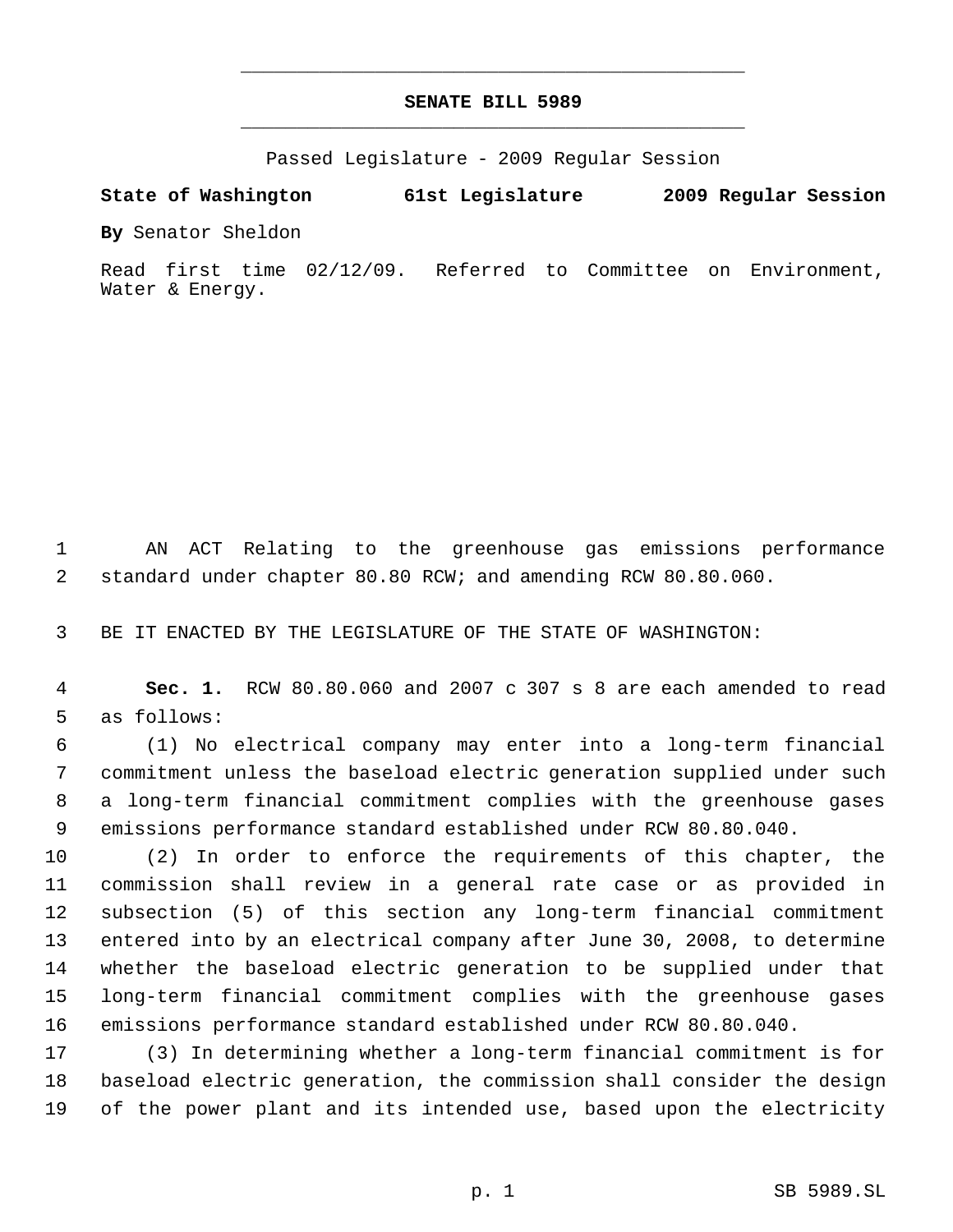# SENATE BILL 5989

Passed Legislature - 2009 Regular Session

**State of Washington 61st Legislature 2009 Regular Session**

**By** Senator Sheldon

Read first time 02/12/09. Referred to Committee on Environment, Water & Energy.

AN ACT Relating to the greenhouse gas emissions performance standard under chapter 80.80 RCW; and amending RCW 80.80.060.

BE IT ENACTED BY THE LEGISLATURE OF THE STATE OF WASHINGTON:

**Sec. 1.** RCW 80.80.060 and 2007 c 307 s 8 are each amended to read as follows:

(1) No electrical company may enter into a long-term financial commitment unless the baseload electric generation supplied under such a long-term financial commitment complies with the greenhouse gases emissions performance standard established under RCW 80.80.040.

(2) In order to enforce the requirements of this chapter, the commission shall review in a general rate case or as provided in subsection (5) of this section any long-term financial commitment entered into by an electrical company after June 30, 2008, to determine whether the baseload electric generation to be supplied under that long-term financial commitment complies with the greenhouse gases emissions performance standard established under RCW 80.80.040.

(3) In determining whether a long-term financial commitment is for baseload electric generation, the commission shall consider the design of the power plant and its intended use, based upon the electricity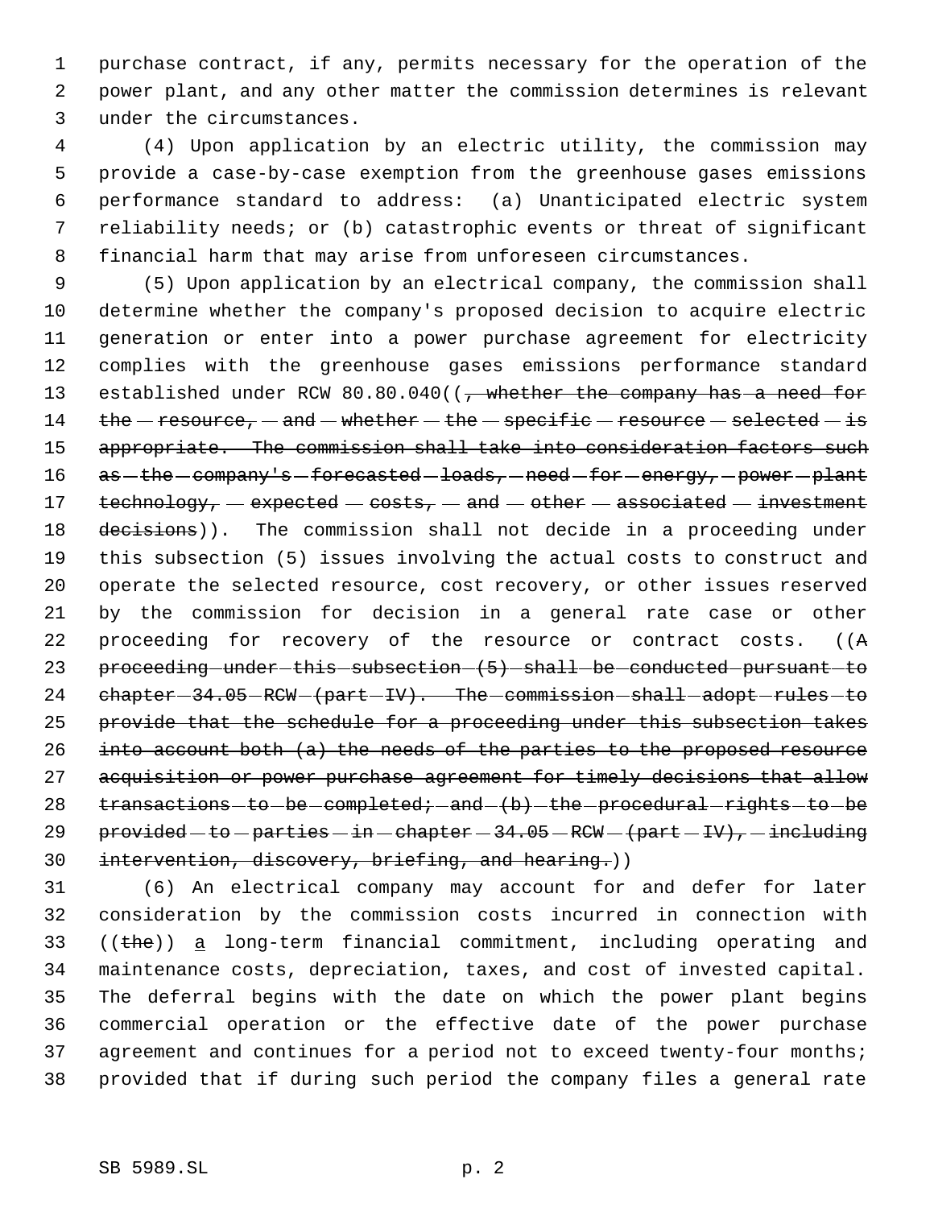purchase contract, if any, permits necessary for the operation of the power plant, and any other matter the commission determines is relevant under the circumstances.

(4) Upon application by an electric utility, the commission may provide a case-by-case exemption from the greenhouse gases emissions performance standard to address: (a) Unanticipated electric system reliability needs; or (b) catastrophic events or threat of significant financial harm that may arise from unforeseen circumstances.

(5) Upon application by an electrical company, the commission shall determine whether the company's proposed decision to acquire electric generation or enter into a power purchase agreement for electricity complies with the greenhouse gases emissions performance standard established under RCW 80.80.040((~~, whether the company has a need for the resource, and whether the specific resource selected is appropriate. The commission shall take into consideration factors such as the company's forecasted loads, need for energy, power plant technology, expected costs, and other associated investment decisions~~)). The commission shall not decide in a proceeding under this subsection (5) issues involving the actual costs to construct and operate the selected resource, cost recovery, or other issues reserved by the commission for decision in a general rate case or other proceeding for recovery of the resource or contract costs. ((~~A proceeding under this subsection (5) shall be conducted pursuant to chapter 34.05 RCW (part IV). The commission shall adopt rules to provide that the schedule for a proceeding under this subsection takes into account both (a) the needs of the parties to the proposed resource acquisition or power purchase agreement for timely decisions that allow transactions to be completed; and (b) the procedural rights to be provided to parties in chapter 34.05 RCW (part IV), including intervention, discovery, briefing, and hearing.~~))

(6) An electrical company may account for and defer for later consideration by the commission costs incurred in connection with ((~~the~~)) <u>a</u> long-term financial commitment, including operating and maintenance costs, depreciation, taxes, and cost of invested capital. The deferral begins with the date on which the power plant begins commercial operation or the effective date of the power purchase agreement and continues for a period not to exceed twenty-four months; provided that if during such period the company files a general rate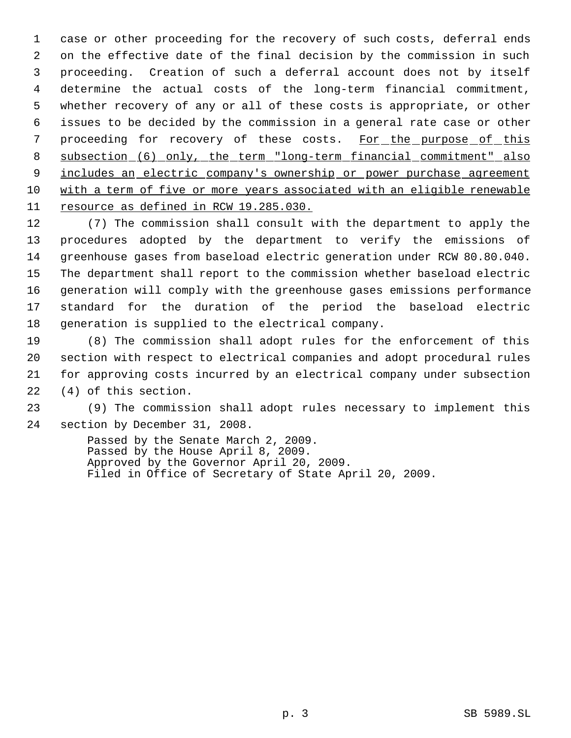case or other proceeding for the recovery of such costs, deferral ends on the effective date of the final decision by the commission in such proceeding. Creation of such a deferral account does not by itself determine the actual costs of the long-term financial commitment, whether recovery of any or all of these costs is appropriate, or other issues to be decided by the commission in a general rate case or other proceeding for recovery of these costs. <u>For the purpose of this subsection (6) only, the term "long-term financial commitment" also includes an electric company's ownership or power purchase agreement with a term of five or more years associated with an eligible renewable resource as defined in RCW 19.285.030.</u>

(7) The commission shall consult with the department to apply the procedures adopted by the department to verify the emissions of greenhouse gases from baseload electric generation under RCW 80.80.040. The department shall report to the commission whether baseload electric generation will comply with the greenhouse gases emissions performance standard for the duration of the period the baseload electric generation is supplied to the electrical company.

(8) The commission shall adopt rules for the enforcement of this section with respect to electrical companies and adopt procedural rules for approving costs incurred by an electrical company under subsection (4) of this section.

(9) The commission shall adopt rules necessary to implement this section by December 31, 2008.

Passed by the Senate March 2, 2009.
Passed by the House April 8, 2009.
Approved by the Governor April 20, 2009.
Filed in Office of Secretary of State April 20, 2009.